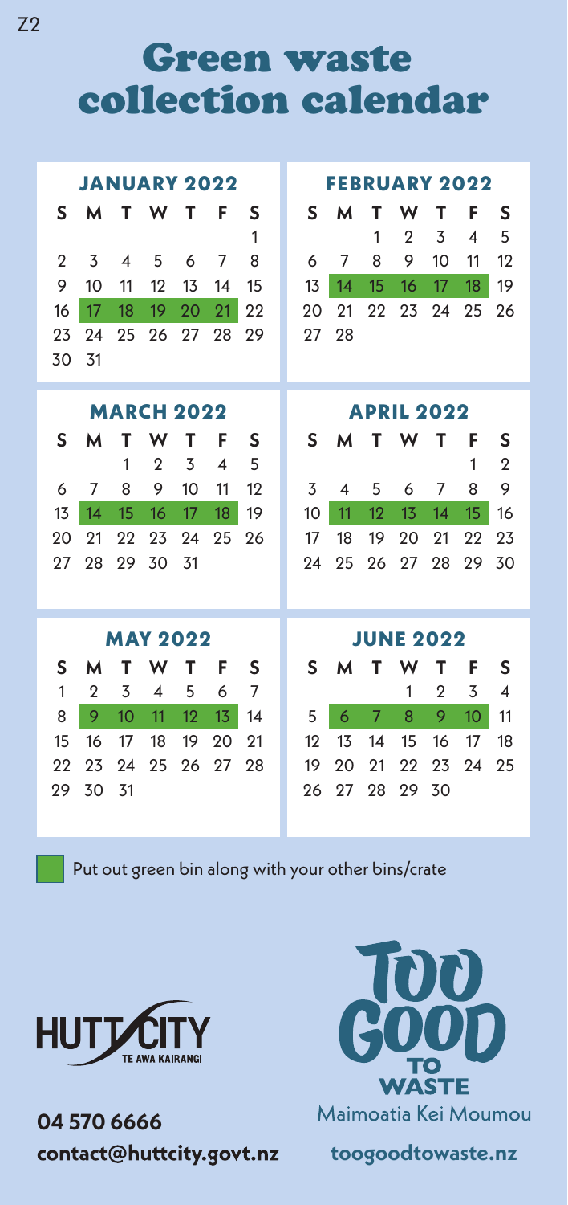Z2

# Green waste collection calendar

### JANUARY 2022

| S | M | T | W | T | F | S |
|---|---|---|---|---|---|---|
| | | | | | | 1 |
| 2 | 3 | 4 | 5 | 6 | 7 | 8 |
| 9 | 10 | 11 | 12 | 13 | 14 | 15 |
| 16 | **17** | **18** | **19** | **20** | **21** | 22 |
| 23 | 24 | 25 | 26 | 27 | 28 | 29 |
| 30 | 31 | | | | | |

### FEBRUARY 2022

| S | M | T | W | T | F | S |
|---|---|---|---|---|---|---|
| | | 1 | 2 | 3 | 4 | 5 |
| 6 | 7 | 8 | 9 | 10 | 11 | 12 |
| 13 | **14** | **15** | **16** | **17** | **18** | 19 |
| 20 | 21 | 22 | 23 | 24 | 25 | 26 |
| 27 | 28 | | | | | |

### MARCH 2022

| S | M | T | W | T | F | S |
|---|---|---|---|---|---|---|
| | | 1 | 2 | 3 | 4 | 5 |
| 6 | 7 | 8 | 9 | 10 | 11 | 12 |
| 13 | **14** | **15** | **16** | **17** | **18** | 19 |
| 20 | 21 | 22 | 23 | 24 | 25 | 26 |
| 27 | 28 | 29 | 30 | 31 | | |

### APRIL 2022

| S | M | T | W | T | F | S |
|---|---|---|---|---|---|---|
| | | | | | 1 | 2 |
| 3 | 4 | 5 | 6 | 7 | 8 | 9 |
| 10 | **11** | **12** | **13** | **14** | **15** | 16 |
| 17 | 18 | 19 | 20 | 21 | 22 | 23 |
| 24 | 25 | 26 | 27 | 28 | 29 | 30 |

### MAY 2022

| S | M | T | W | T | F | S |
|---|---|---|---|---|---|---|
| 1 | 2 | 3 | 4 | 5 | 6 | 7 |
| 8 | **9** | **10** | **11** | **12** | **13** | 14 |
| 15 | 16 | 17 | 18 | 19 | 20 | 21 |
| 22 | 23 | 24 | 25 | 26 | 27 | 28 |
| 29 | 30 | 31 | | | | |

### JUNE 2022

| S | M | T | W | T | F | S |
|---|---|---|---|---|---|---|
| | | | 1 | 2 | 3 | 4 |
| 5 | **6** | **7** | **8** | **9** | **10** | 11 |
| 12 | 13 | 14 | 15 | 16 | 17 | 18 |
| 19 | 20 | 21 | 22 | 23 | 24 | 25 |
| 26 | 27 | 28 | 29 | 30 | | |

**Highlighted (green) dates:** Put out green bin along with your other bins/crate

HUTT CITY
TE AWA KAIRANGI

**04 570 6666**
**contact@huttcity.govt.nz**

TOO GOOD TO WASTE
Maimoatia Kei Moumou

**toogoodtowaste.nz**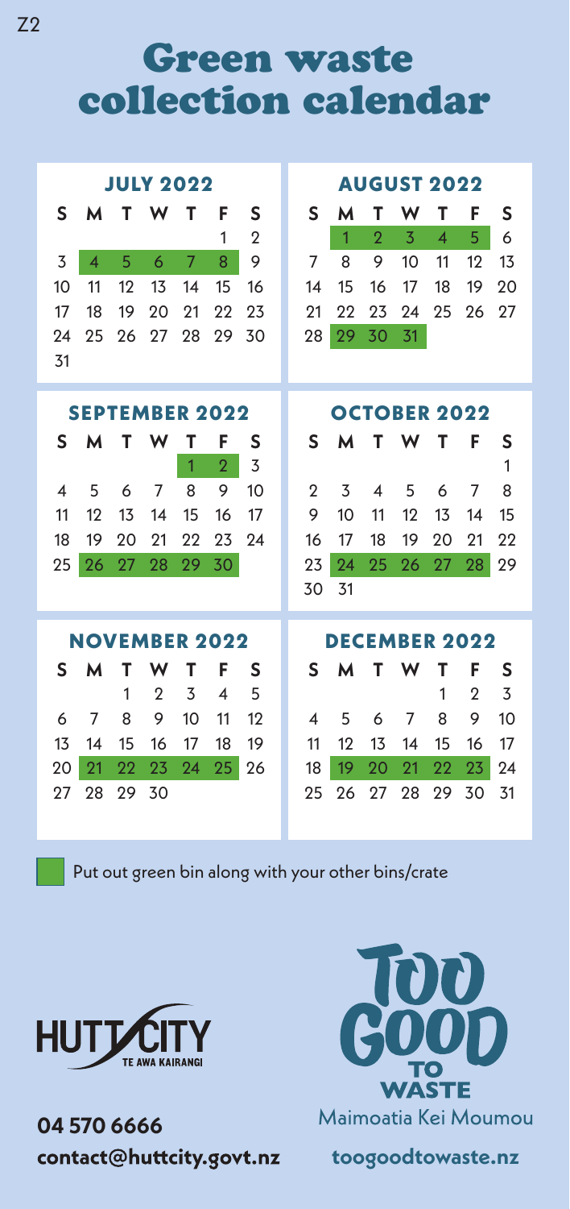# Green waste collection calendar

## JULY 2022

| S | M | T | W | T | F | S |
|---|---|---|---|---|---|---|
| | | | | | 1 | 2 |
| 3 | 4 | 5 | 6 | 7 | 8 | 9 |
| 10 | 11 | 12 | 13 | 14 | 15 | 16 |
| 17 | 18 | 19 | 20 | 21 | 22 | 23 |
| 24 | 25 | 26 | 27 | 28 | 29 | 30 |
| 31 | | | | | | |

## AUGUST 2022

| S | M | T | W | T | F | S |
|---|---|---|---|---|---|---|
| | 1 | 2 | 3 | 4 | 5 | 6 |
| 7 | 8 | 9 | 10 | 11 | 12 | 13 |
| 14 | 15 | 16 | 17 | 18 | 19 | 20 |
| 21 | 22 | 23 | 24 | 25 | 26 | 27 |
| 28 | 29 | 30 | 31 | | | |

## SEPTEMBER 2022

| S | M | T | W | T | F | S |
|---|---|---|---|---|---|---|
| | | | | 1 | 2 | 3 |
| 4 | 5 | 6 | 7 | 8 | 9 | 10 |
| 11 | 12 | 13 | 14 | 15 | 16 | 17 |
| 18 | 19 | 20 | 21 | 22 | 23 | 24 |
| 25 | 26 | 27 | 28 | 29 | 30 | |

## OCTOBER 2022

| S | M | T | W | T | F | S |
|---|---|---|---|---|---|---|
| | | | | | | 1 |
| 2 | 3 | 4 | 5 | 6 | 7 | 8 |
| 9 | 10 | 11 | 12 | 13 | 14 | 15 |
| 16 | 17 | 18 | 19 | 20 | 21 | 22 |
| 23 | 24 | 25 | 26 | 27 | 28 | 29 |
| 30 | 31 | | | | | |

## NOVEMBER 2022

| S | M | T | W | T | F | S |
|---|---|---|---|---|---|---|
| | | 1 | 2 | 3 | 4 | 5 |
| 6 | 7 | 8 | 9 | 10 | 11 | 12 |
| 13 | 14 | 15 | 16 | 17 | 18 | 19 |
| 20 | 21 | 22 | 23 | 24 | 25 | 26 |
| 27 | 28 | 29 | 30 | | | |

## DECEMBER 2022

| S | M | T | W | T | F | S |
|---|---|---|---|---|---|---|
| | | | | 1 | 2 | 3 |
| 4 | 5 | 6 | 7 | 8 | 9 | 10 |
| 11 | 12 | 13 | 14 | 15 | 16 | 17 |
| 18 | 19 | 20 | 21 | 22 | 23 | 24 |
| 25 | 26 | 27 | 28 | 29 | 30 | 31 |

Green collection weeks (highlighted):
- July 2022: 4–8
- August 2022: 1–5, 29–31
- September 2022: 1–2, 26–30
- October 2022: 24–28
- November 2022: 21–25
- December 2022: 19–23

Put out green bin along with your other bins/crate

HUTT CITY
TE AWA KAIRANGI

**04 570 6666**
**contact@huttcity.govt.nz**

TOO GOOD TO WASTE
Maimoatia Kei Moumou

**toogoodtowaste.nz**